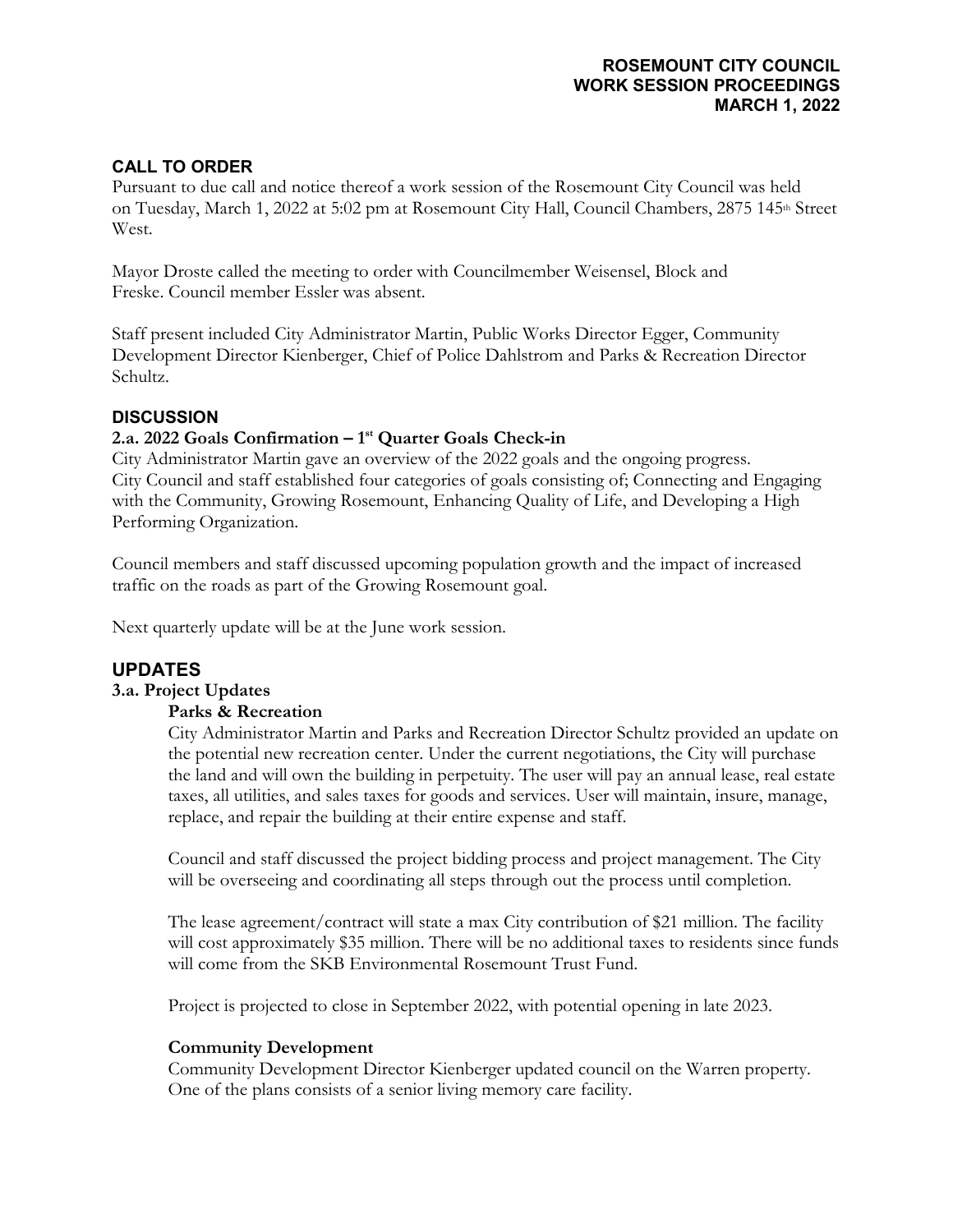# ROSEMOUNT CITY COUNCIL
# WORK SESSION PROCEEDINGS
# MARCH 1, 2022

## CALL TO ORDER

Pursuant to due call and notice thereof a work session of the Rosemount City Council was held on Tuesday, March 1, 2022 at 5:02 pm at Rosemount City Hall, Council Chambers, 2875 145th Street West.

Mayor Droste called the meeting to order with Councilmember Weisensel, Block and Freske. Council member Essler was absent.

Staff present included City Administrator Martin, Public Works Director Egger, Community Development Director Kienberger, Chief of Police Dahlstrom and Parks & Recreation Director Schultz.

## DISCUSSION

### 2.a. 2022 Goals Confirmation – 1st Quarter Goals Check-in

City Administrator Martin gave an overview of the 2022 goals and the ongoing progress. City Council and staff established four categories of goals consisting of; Connecting and Engaging with the Community, Growing Rosemount, Enhancing Quality of Life, and Developing a High Performing Organization.

Council members and staff discussed upcoming population growth and the impact of increased traffic on the roads as part of the Growing Rosemount goal.

Next quarterly update will be at the June work session.

## UPDATES

### 3.a. Project Updates

**Parks & Recreation**

City Administrator Martin and Parks and Recreation Director Schultz provided an update on the potential new recreation center. Under the current negotiations, the City will purchase the land and will own the building in perpetuity. The user will pay an annual lease, real estate taxes, all utilities, and sales taxes for goods and services. User will maintain, insure, manage, replace, and repair the building at their entire expense and staff.

Council and staff discussed the project bidding process and project management. The City will be overseeing and coordinating all steps through out the process until completion.

The lease agreement/contract will state a max City contribution of $21 million. The facility will cost approximately $35 million. There will be no additional taxes to residents since funds will come from the SKB Environmental Rosemount Trust Fund.

Project is projected to close in September 2022, with potential opening in late 2023.

**Community Development**

Community Development Director Kienberger updated council on the Warren property. One of the plans consists of a senior living memory care facility.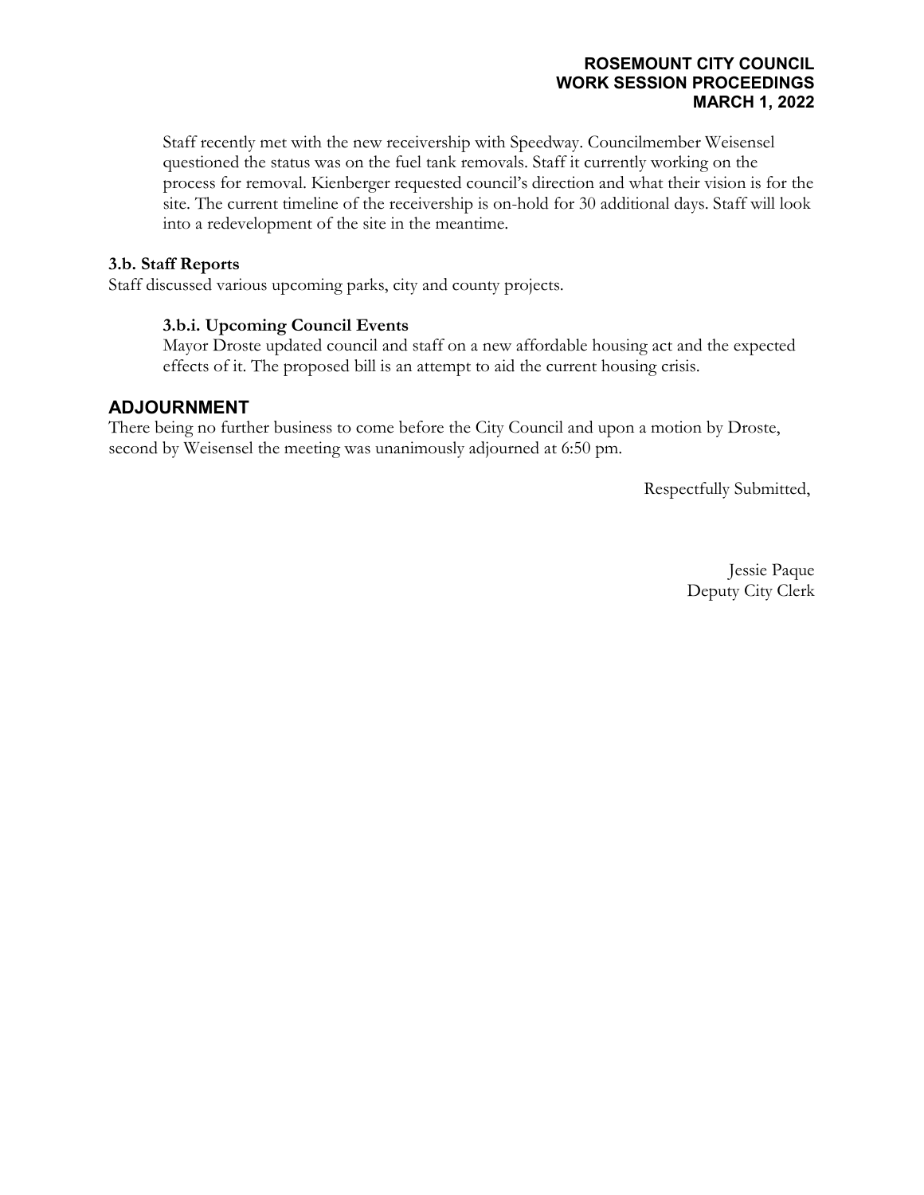Staff recently met with the new receivership with Speedway. Councilmember Weisensel questioned the status was on the fuel tank removals. Staff it currently working on the process for removal. Kienberger requested council's direction and what their vision is for the site. The current timeline of the receivership is on-hold for 30 additional days. Staff will look into a redevelopment of the site in the meantime.

### 3.b. Staff Reports

Staff discussed various upcoming parks, city and county projects.

#### 3.b.i. Upcoming Council Events

Mayor Droste updated council and staff on a new affordable housing act and the expected effects of it. The proposed bill is an attempt to aid the current housing crisis.

## ADJOURNMENT

There being no further business to come before the City Council and upon a motion by Droste, second by Weisensel the meeting was unanimously adjourned at 6:50 pm.

Respectfully Submitted,

Jessie Paque
Deputy City Clerk